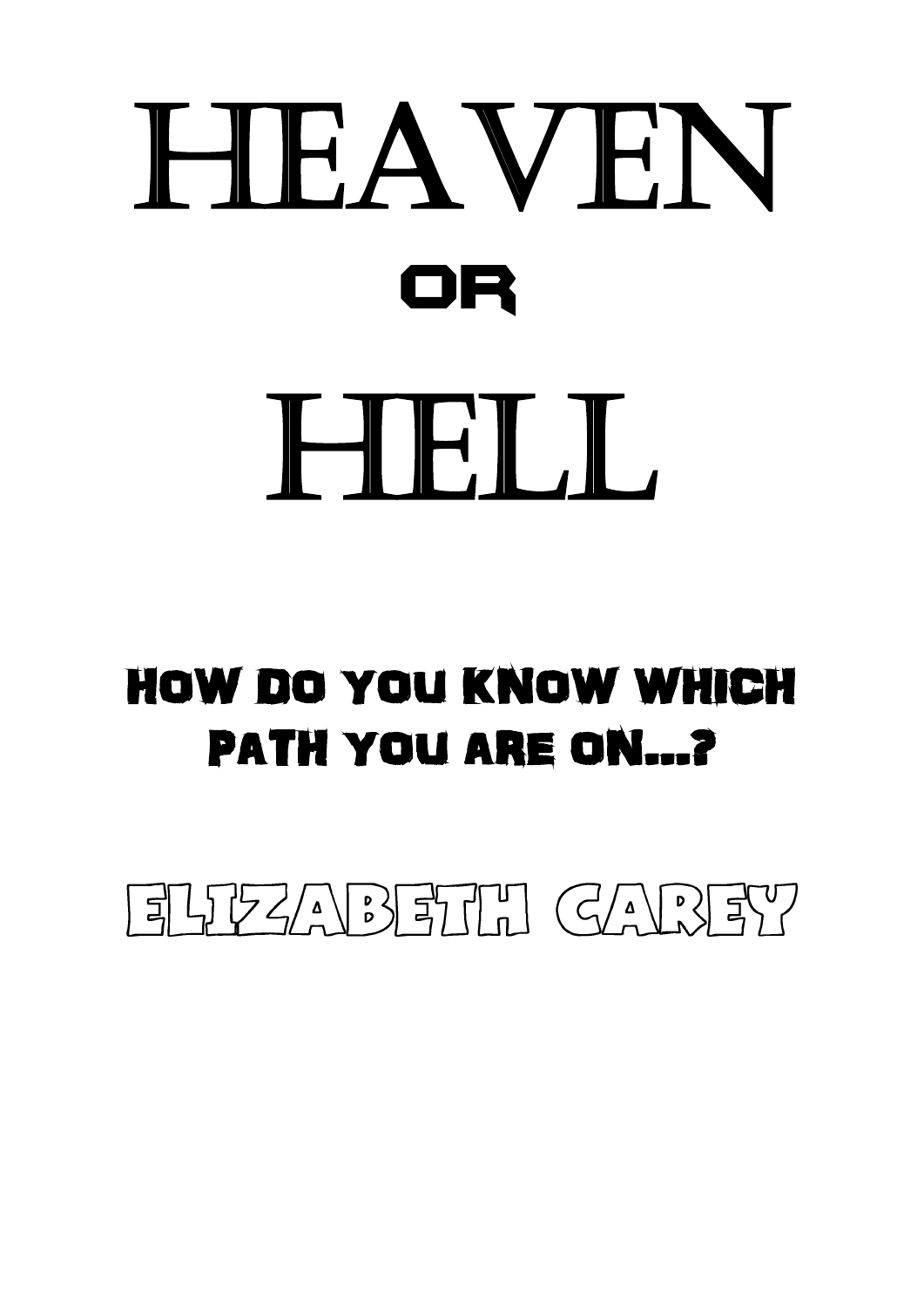# HEAVEN

## OR

# HELL

### HOW DO YOU KNOW WHICH PATH YOU ARE ON...?

ELIZABETH CAREY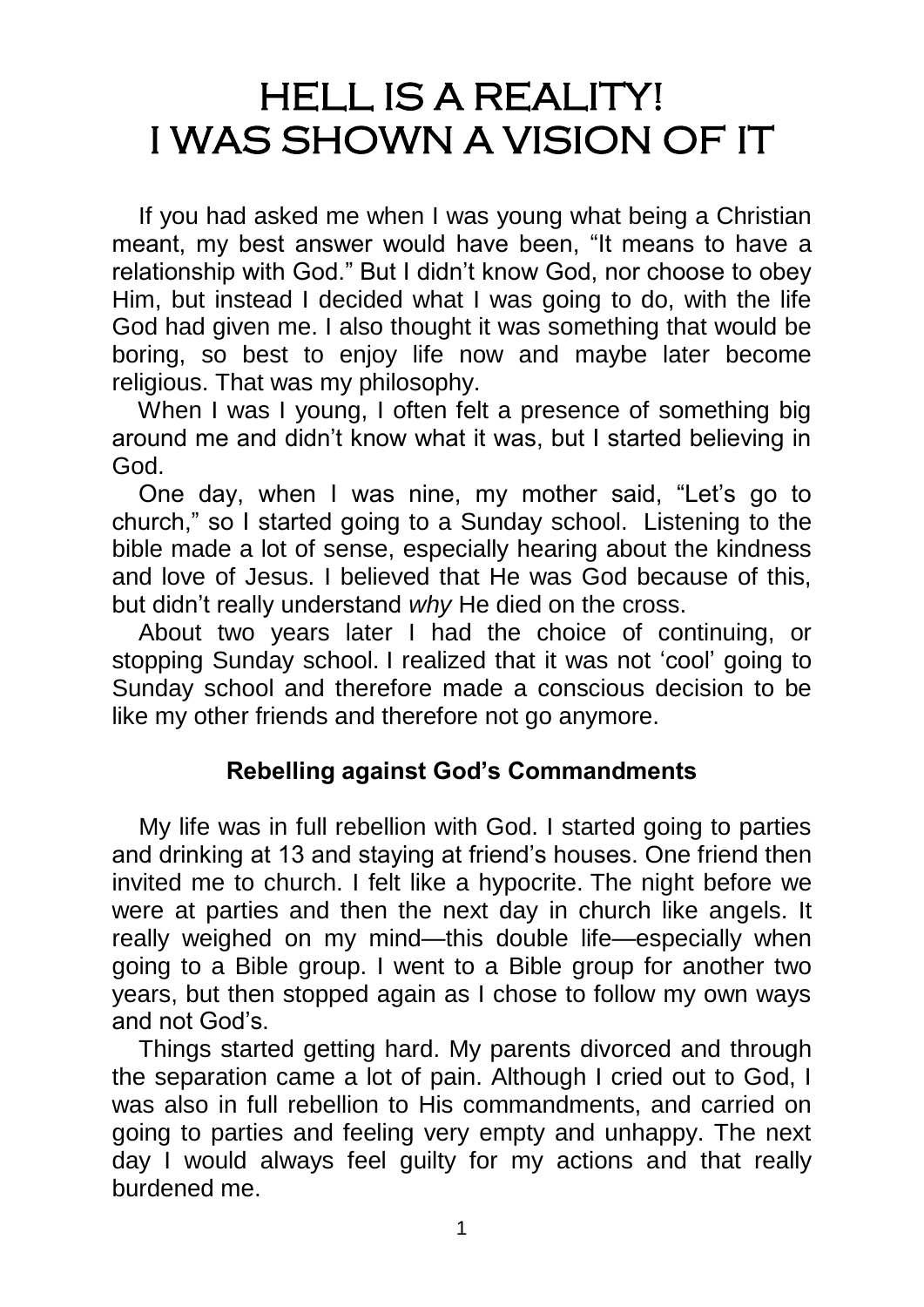# HELL IS A REALITY! I WAS SHOWN A VISION OF IT

If you had asked me when I was young what being a Christian meant, my best answer would have been, "It means to have a relationship with God." But I didn't know God, nor choose to obey Him, but instead I decided what I was going to do, with the life God had given me. I also thought it was something that would be boring, so best to enjoy life now and maybe later become religious. That was my philosophy.

When I was I young, I often felt a presence of something big around me and didn't know what it was, but I started believing in God.

One day, when I was nine, my mother said, "Let's go to church," so I started going to a Sunday school. Listening to the bible made a lot of sense, especially hearing about the kindness and love of Jesus. I believed that He was God because of this, but didn't really understand *why* He died on the cross.

About two years later I had the choice of continuing, or stopping Sunday school. I realized that it was not 'cool' going to Sunday school and therefore made a conscious decision to be like my other friends and therefore not go anymore.

### Rebelling against God's Commandments

My life was in full rebellion with God. I started going to parties and drinking at 13 and staying at friend's houses. One friend then invited me to church. I felt like a hypocrite. The night before we were at parties and then the next day in church like angels. It really weighed on my mind—this double life—especially when going to a Bible group. I went to a Bible group for another two years, but then stopped again as I chose to follow my own ways and not God's.

Things started getting hard. My parents divorced and through the separation came a lot of pain. Although I cried out to God, I was also in full rebellion to His commandments, and carried on going to parties and feeling very empty and unhappy. The next day I would always feel guilty for my actions and that really burdened me.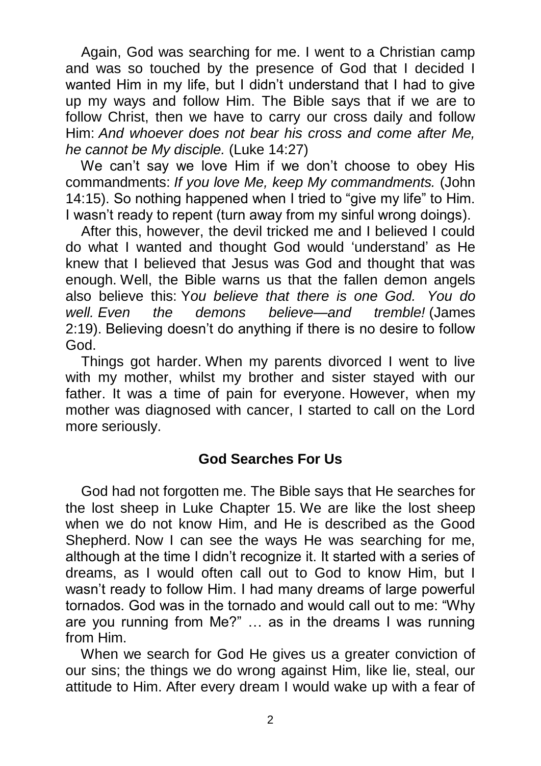Again, God was searching for me. I went to a Christian camp and was so touched by the presence of God that I decided I wanted Him in my life, but I didn't understand that I had to give up my ways and follow Him. The Bible says that if we are to follow Christ, then we have to carry our cross daily and follow Him: *And whoever does not bear his cross and come after Me, he cannot be My disciple.* (Luke 14:27)

We can't say we love Him if we don't choose to obey His commandments: *If you love Me, keep My commandments.* (John 14:15). So nothing happened when I tried to "give my life" to Him. I wasn't ready to repent (turn away from my sinful wrong doings).

After this, however, the devil tricked me and I believed I could do what I wanted and thought God would 'understand' as He knew that I believed that Jesus was God and thought that was enough. Well, the Bible warns us that the fallen demon angels also believe this: Y*ou believe that there is one God. You do well. Even the demons believe—and tremble!* (James 2:19). Believing doesn't do anything if there is no desire to follow God.

Things got harder. When my parents divorced I went to live with my mother, whilst my brother and sister stayed with our father. It was a time of pain for everyone. However, when my mother was diagnosed with cancer, I started to call on the Lord more seriously.

## God Searches For Us

God had not forgotten me. The Bible says that He searches for the lost sheep in Luke Chapter 15. We are like the lost sheep when we do not know Him, and He is described as the Good Shepherd. Now I can see the ways He was searching for me, although at the time I didn't recognize it. It started with a series of dreams, as I would often call out to God to know Him, but I wasn't ready to follow Him. I had many dreams of large powerful tornados. God was in the tornado and would call out to me: "Why are you running from Me?" … as in the dreams I was running from Him.

When we search for God He gives us a greater conviction of our sins; the things we do wrong against Him, like lie, steal, our attitude to Him. After every dream I would wake up with a fear of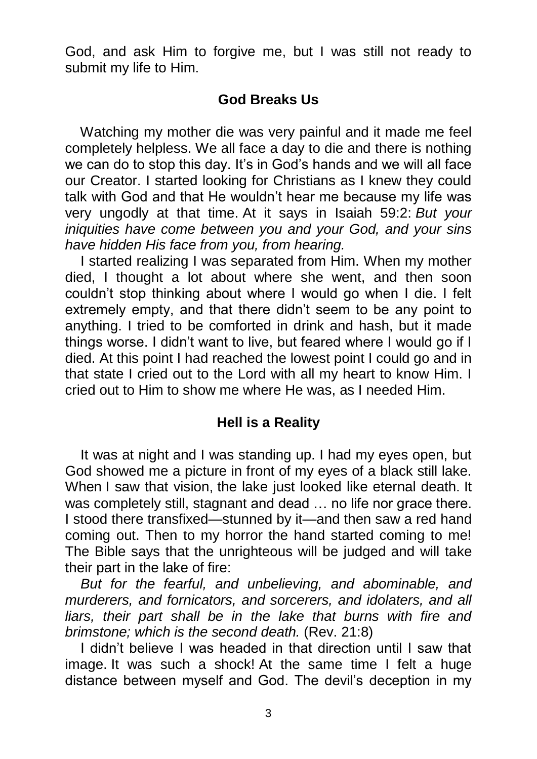God, and ask Him to forgive me, but I was still not ready to submit my life to Him.

## God Breaks Us

Watching my mother die was very painful and it made me feel completely helpless. We all face a day to die and there is nothing we can do to stop this day. It's in God's hands and we will all face our Creator. I started looking for Christians as I knew they could talk with God and that He wouldn't hear me because my life was very ungodly at that time. At it says in Isaiah 59:2: *But your iniquities have come between you and your God, and your sins have hidden His face from you, from hearing.*

I started realizing I was separated from Him. When my mother died, I thought a lot about where she went, and then soon couldn't stop thinking about where I would go when I die. I felt extremely empty, and that there didn't seem to be any point to anything. I tried to be comforted in drink and hash, but it made things worse. I didn't want to live, but feared where I would go if I died. At this point I had reached the lowest point I could go and in that state I cried out to the Lord with all my heart to know Him. I cried out to Him to show me where He was, as I needed Him.

## Hell is a Reality

It was at night and I was standing up. I had my eyes open, but God showed me a picture in front of my eyes of a black still lake. When I saw that vision, the lake just looked like eternal death. It was completely still, stagnant and dead … no life nor grace there. I stood there transfixed—stunned by it—and then saw a red hand coming out. Then to my horror the hand started coming to me! The Bible says that the unrighteous will be judged and will take their part in the lake of fire:

*But for the fearful, and unbelieving, and abominable, and murderers, and fornicators, and sorcerers, and idolaters, and all liars, their part shall be in the lake that burns with fire and brimstone; which is the second death.* (Rev. 21:8)

I didn't believe I was headed in that direction until I saw that image. It was such a shock! At the same time I felt a huge distance between myself and God. The devil's deception in my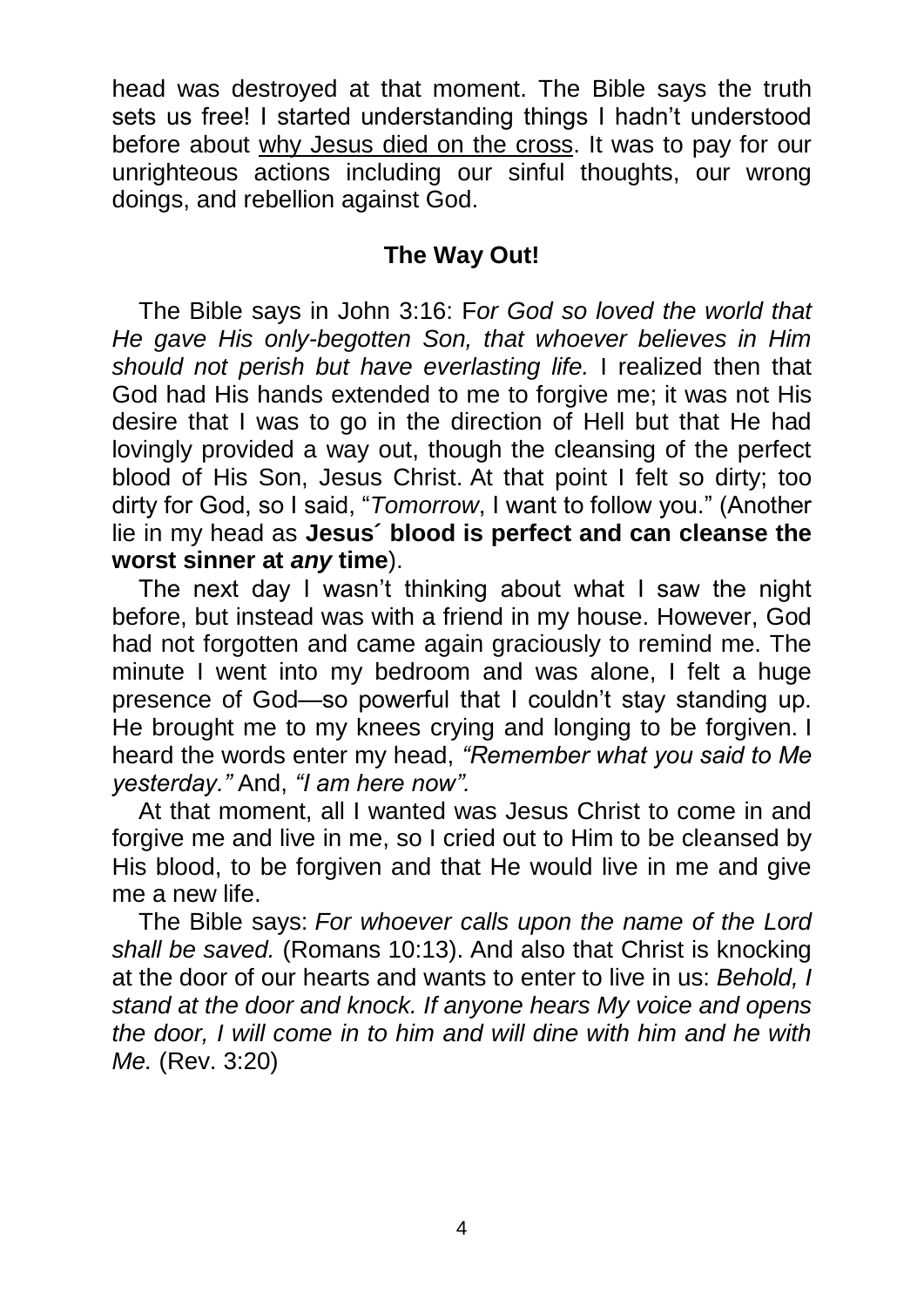head was destroyed at that moment. The Bible says the truth sets us free! I started understanding things I hadn't understood before about why Jesus died on the cross. It was to pay for our unrighteous actions including our sinful thoughts, our wrong doings, and rebellion against God.

## The Way Out!

The Bible says in John 3:16: F*or God so loved the world that He gave His only-begotten Son, that whoever believes in Him should not perish but have everlasting life.* I realized then that God had His hands extended to me to forgive me; it was not His desire that I was to go in the direction of Hell but that He had lovingly provided a way out, though the cleansing of the perfect blood of His Son, Jesus Christ. At that point I felt so dirty; too dirty for God, so I said, "*Tomorrow*, I want to follow you." (Another lie in my head as **Jesus´ blood is perfect and can cleanse the worst sinner at *any* time**).

The next day I wasn't thinking about what I saw the night before, but instead was with a friend in my house. However, God had not forgotten and came again graciously to remind me. The minute I went into my bedroom and was alone, I felt a huge presence of God—so powerful that I couldn't stay standing up. He brought me to my knees crying and longing to be forgiven. I heard the words enter my head, *"Remember what you said to Me yesterday."* And, *"I am here now".*

At that moment, all I wanted was Jesus Christ to come in and forgive me and live in me, so I cried out to Him to be cleansed by His blood, to be forgiven and that He would live in me and give me a new life.

The Bible says: *For whoever calls upon the name of the Lord shall be saved.* (Romans 10:13). And also that Christ is knocking at the door of our hearts and wants to enter to live in us: *Behold, I stand at the door and knock. If anyone hears My voice and opens the door, I will come in to him and will dine with him and he with Me.* (Rev. 3:20)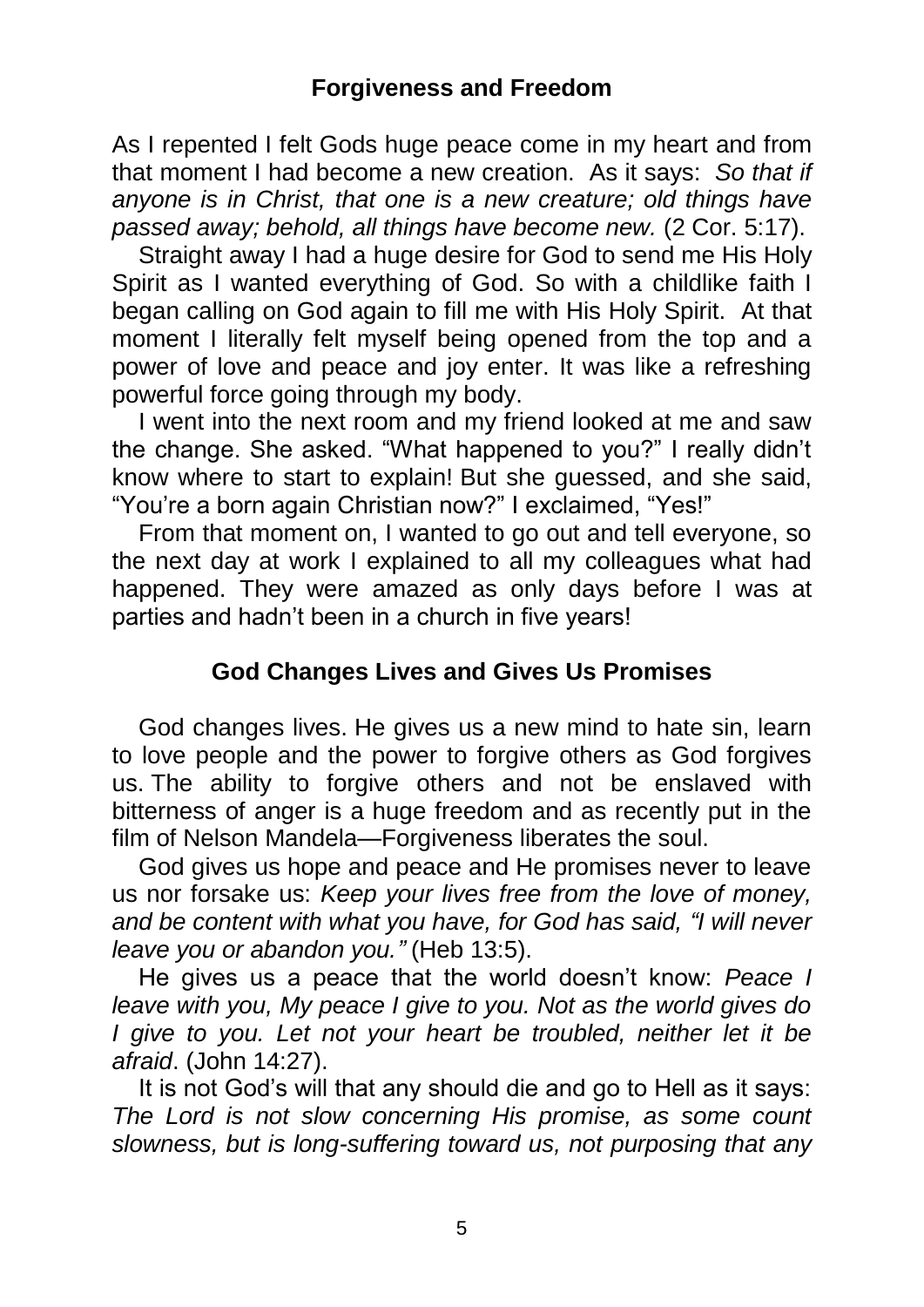## Forgiveness and Freedom

As I repented I felt Gods huge peace come in my heart and from that moment I had become a new creation. As it says: *So that if anyone is in Christ, that one is a new creature; old things have passed away; behold, all things have become new.* (2 Cor. 5:17).

Straight away I had a huge desire for God to send me His Holy Spirit as I wanted everything of God. So with a childlike faith I began calling on God again to fill me with His Holy Spirit. At that moment I literally felt myself being opened from the top and a power of love and peace and joy enter. It was like a refreshing powerful force going through my body.

I went into the next room and my friend looked at me and saw the change. She asked. "What happened to you?" I really didn't know where to start to explain! But she guessed, and she said, "You're a born again Christian now?" I exclaimed, "Yes!"

From that moment on, I wanted to go out and tell everyone, so the next day at work I explained to all my colleagues what had happened. They were amazed as only days before I was at parties and hadn't been in a church in five years!

## God Changes Lives and Gives Us Promises

God changes lives. He gives us a new mind to hate sin, learn to love people and the power to forgive others as God forgives us. The ability to forgive others and not be enslaved with bitterness of anger is a huge freedom and as recently put in the film of Nelson Mandela—Forgiveness liberates the soul.

God gives us hope and peace and He promises never to leave us nor forsake us: *Keep your lives free from the love of money, and be content with what you have, for God has said, "I will never leave you or abandon you."* (Heb 13:5).

He gives us a peace that the world doesn't know: *Peace I leave with you, My peace I give to you. Not as the world gives do I give to you. Let not your heart be troubled, neither let it be afraid*. (John 14:27).

It is not God's will that any should die and go to Hell as it says: *The Lord is not slow concerning His promise, as some count slowness, but is long-suffering toward us, not purposing that any*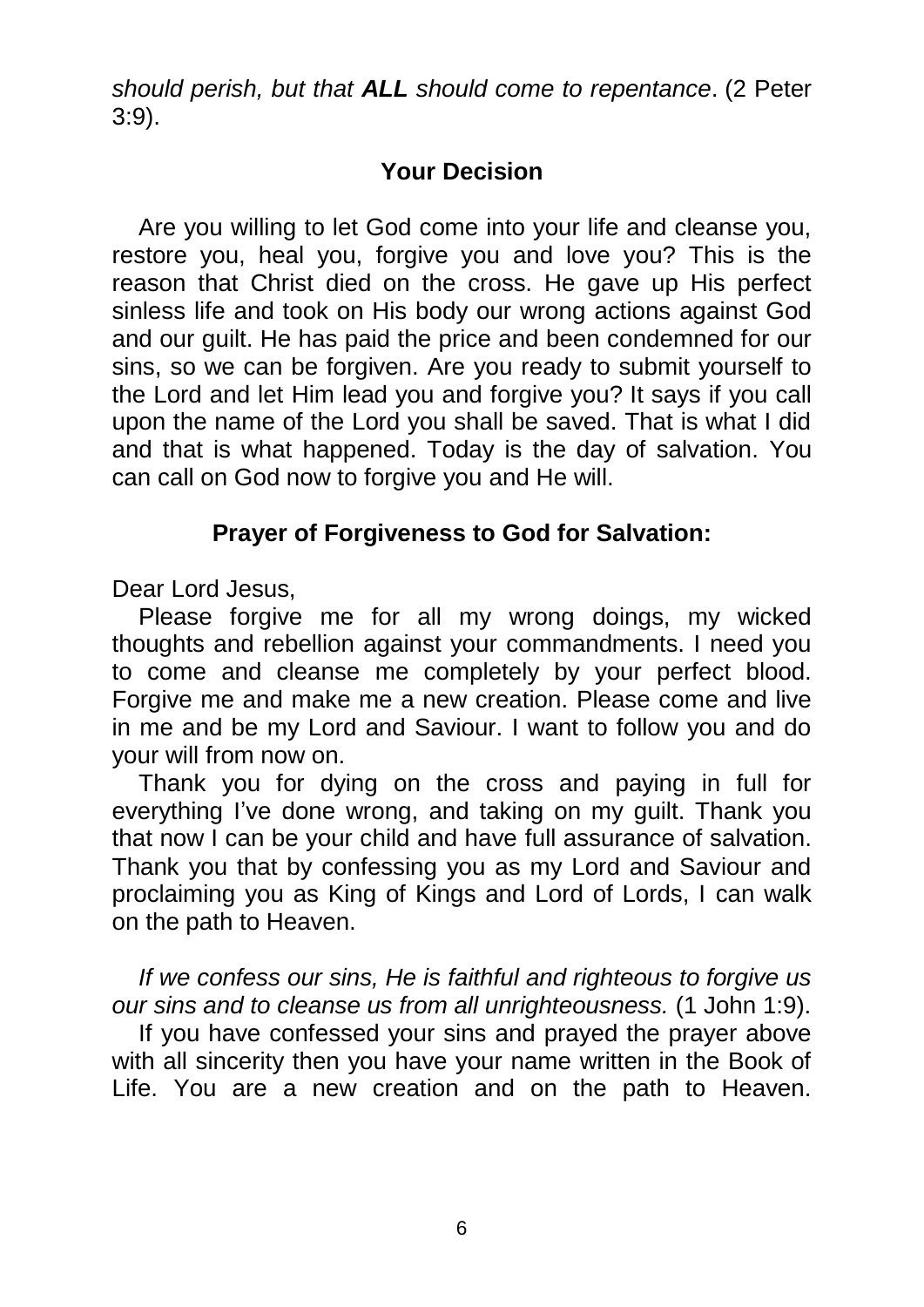*should perish, but that **ALL** should come to repentance*. (2 Peter 3:9).

## Your Decision

Are you willing to let God come into your life and cleanse you, restore you, heal you, forgive you and love you? This is the reason that Christ died on the cross. He gave up His perfect sinless life and took on His body our wrong actions against God and our guilt. He has paid the price and been condemned for our sins, so we can be forgiven. Are you ready to submit yourself to the Lord and let Him lead you and forgive you? It says if you call upon the name of the Lord you shall be saved. That is what I did and that is what happened. Today is the day of salvation. You can call on God now to forgive you and He will.

## Prayer of Forgiveness to God for Salvation:

Dear Lord Jesus,

Please forgive me for all my wrong doings, my wicked thoughts and rebellion against your commandments. I need you to come and cleanse me completely by your perfect blood. Forgive me and make me a new creation. Please come and live in me and be my Lord and Saviour. I want to follow you and do your will from now on.

Thank you for dying on the cross and paying in full for everything I've done wrong, and taking on my guilt. Thank you that now I can be your child and have full assurance of salvation. Thank you that by confessing you as my Lord and Saviour and proclaiming you as King of Kings and Lord of Lords, I can walk on the path to Heaven.

*If we confess our sins, He is faithful and righteous to forgive us our sins and to cleanse us from all unrighteousness.* (1 John 1:9).

If you have confessed your sins and prayed the prayer above with all sincerity then you have your name written in the Book of Life. You are a new creation and on the path to Heaven.